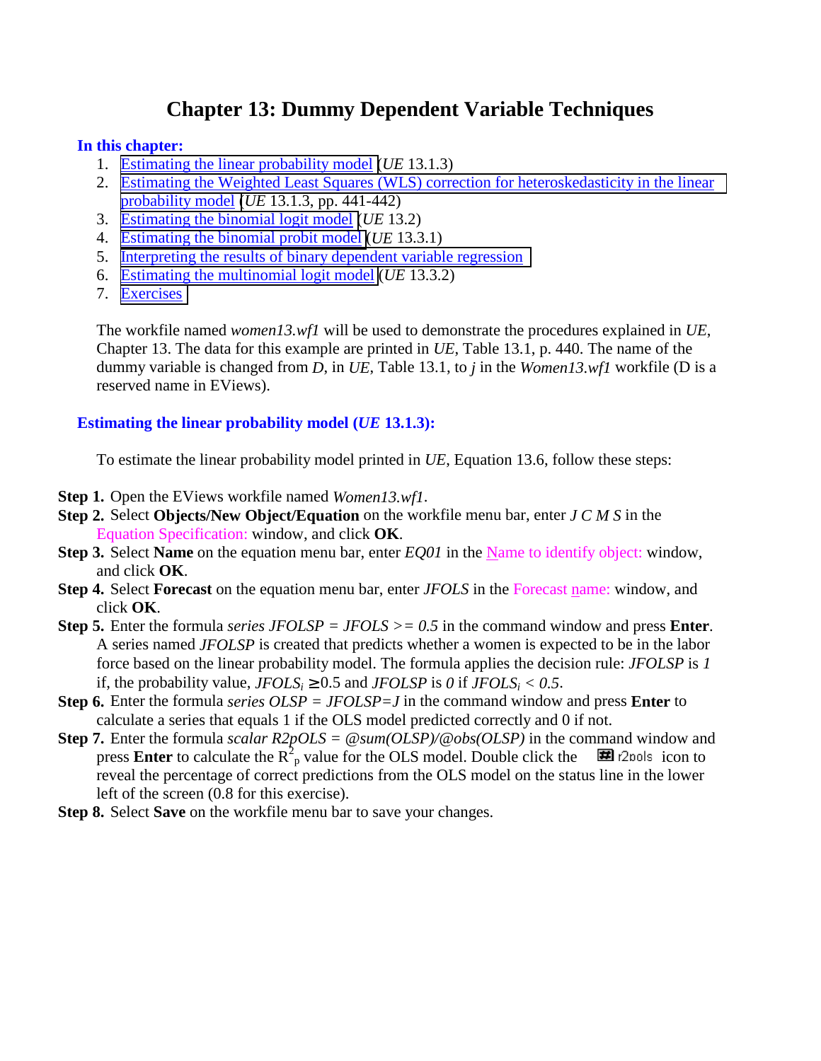# Chapter 13: Dummy Dependent Variable Techniques

**In this chapter:**

1. Estimating the linear probability model (*UE* 13.1.3)
2. Estimating the Weighted Least Squares (WLS) correction for heteroskedasticity in the linear probability model (*UE* 13.1.3, pp. 441-442)
3. Estimating the binomial logit model (*UE* 13.2)
4. Estimating the binomial probit model (*UE* 13.3.1)
5. Interpreting the results of binary dependent variable regression
6. Estimating the multinomial logit model (*UE* 13.3.2)
7. Exercises

The workfile named *women13.wf1* will be used to demonstrate the procedures explained in *UE*, Chapter 13. The data for this example are printed in *UE*, Table 13.1, p. 440. The name of the dummy variable is changed from *D*, in *UE*, Table 13.1, to *j* in the *Women13.wf1* workfile (D is a reserved name in EViews).

## Estimating the linear probability model (*UE* 13.1.3):

To estimate the linear probability model printed in *UE*, Equation 13.6, follow these steps:

**Step 1.** Open the EViews workfile named *Women13.wf1*.

**Step 2.** Select **Objects/New Object/Equation** on the workfile menu bar, enter *J C M S* in the Equation Specification: window, and click **OK**.

**Step 3.** Select **Name** on the equation menu bar, enter *EQ01* in the Name to identify object: window, and click **OK**.

**Step 4.** Select **Forecast** on the equation menu bar, enter *JFOLS* in the Forecast name: window, and click **OK**.

**Step 5.** Enter the formula *series JFOLSP = JFOLS >= 0.5* in the command window and press **Enter**. A series named *JFOLSP* is created that predicts whether a women is expected to be in the labor force based on the linear probability model. The formula applies the decision rule: *JFOLSP* is *1* if, the probability value, $JFOLS_i \geq 0.5$ and *JFOLSP* is *0* if $JFOLS_i < 0.5$.

**Step 6.** Enter the formula *series OLSP = JFOLSP=J* in the command window and press **Enter** to calculate a series that equals 1 if the OLS model predicted correctly and 0 if not.

**Step 7.** Enter the formula *scalar R2pOLS = @sum(OLSP)/@obs(OLSP)* in the command window and press **Enter** to calculate the $R^2_p$ value for the OLS model. Double click the r2pols icon to reveal the percentage of correct predictions from the OLS model on the status line in the lower left of the screen (0.8 for this exercise).

**Step 8.** Select **Save** on the workfile menu bar to save your changes.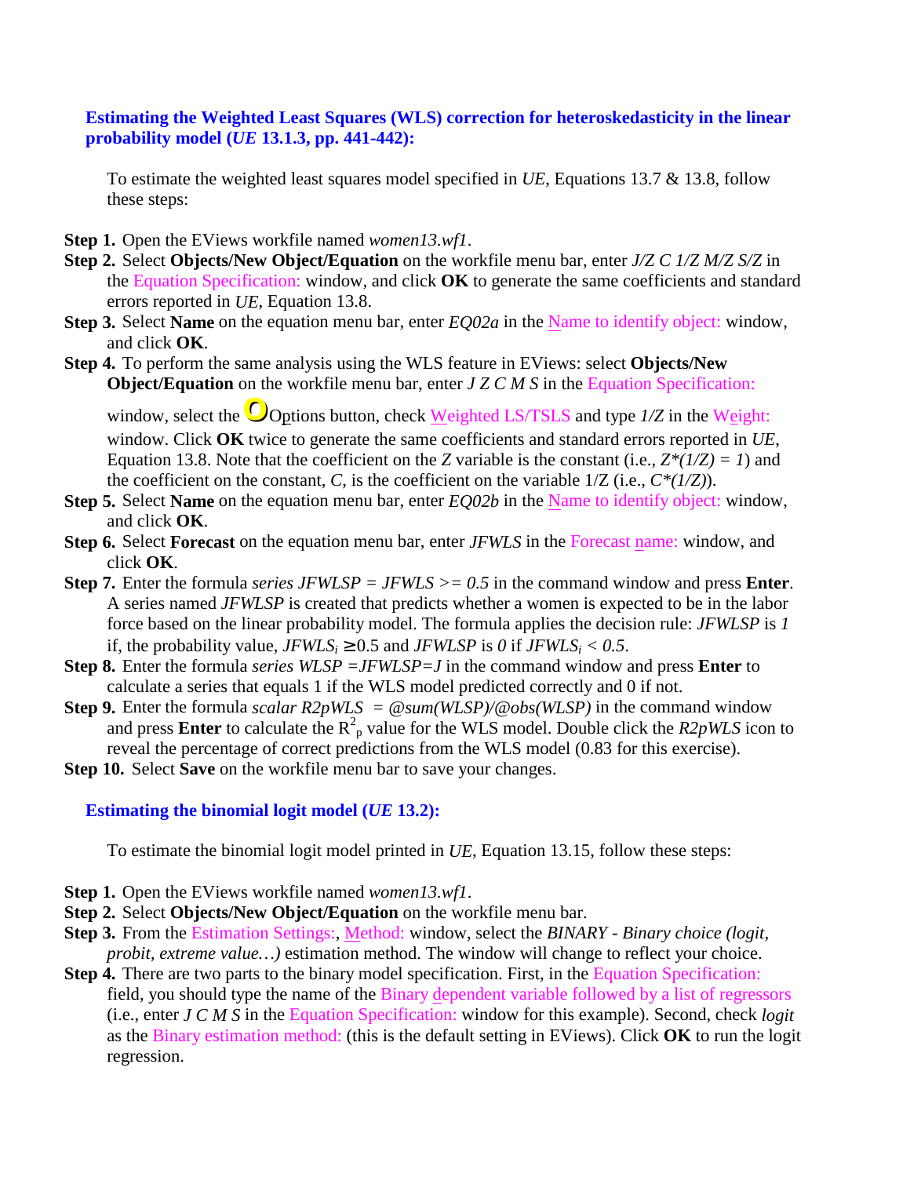### Estimating the Weighted Least Squares (WLS) correction for heteroskedasticity in the linear probability model (*UE* 13.1.3, pp. 441-442):

To estimate the weighted least squares model specified in *UE*, Equations 13.7 & 13.8, follow these steps:

**Step 1.** Open the EViews workfile named *women13.wf1*.

**Step 2.** Select **Objects/New Object/Equation** on the workfile menu bar, enter *J/Z C 1/Z M/Z S/Z* in the Equation Specification: window, and click **OK** to generate the same coefficients and standard errors reported in *UE*, Equation 13.8.

**Step 3.** Select **Name** on the equation menu bar, enter *EQ02a* in the Name to identify object: window, and click **OK**.

**Step 4.** To perform the same analysis using the WLS feature in EViews: select **Objects/New Object/Equation** on the workfile menu bar, enter *J Z C M S* in the Equation Specification: window, select the Options button, check Weighted LS/TSLS and type *1/Z* in the Weight: window. Click **OK** twice to generate the same coefficients and standard errors reported in *UE*, Equation 13.8. Note that the coefficient on the *Z* variable is the constant (i.e., $Z*(1/Z) = 1$) and the coefficient on the constant, *C*, is the coefficient on the variable 1/Z (i.e., $C*(1/Z)$).

**Step 5.** Select **Name** on the equation menu bar, enter *EQ02b* in the Name to identify object: window, and click **OK**.

**Step 6.** Select **Forecast** on the equation menu bar, enter *JFWLS* in the Forecast name: window, and click **OK**.

**Step 7.** Enter the formula *series JFWLSP = JFWLS >= 0.5* in the command window and press **Enter**. A series named *JFWLSP* is created that predicts whether a women is expected to be in the labor force based on the linear probability model. The formula applies the decision rule: *JFWLSP* is *1* if, the probability value, $JFWLS_i \geq 0.5$ and *JFWLSP* is *0* if $JFWLS_i < 0.5$.

**Step 8.** Enter the formula *series WLSP =JFWLSP=J* in the command window and press **Enter** to calculate a series that equals 1 if the WLS model predicted correctly and 0 if not.

**Step 9.** Enter the formula *scalar R2pWLS = @sum(WLSP)/@obs(WLSP)* in the command window and press **Enter** to calculate the $R^2_p$ value for the WLS model. Double click the *R2pWLS* icon to reveal the percentage of correct predictions from the WLS model (0.83 for this exercise).

**Step 10.** Select **Save** on the workfile menu bar to save your changes.

### Estimating the binomial logit model (*UE* 13.2):

To estimate the binomial logit model printed in *UE*, Equation 13.15, follow these steps:

**Step 1.** Open the EViews workfile named *women13.wf1*.

**Step 2.** Select **Objects/New Object/Equation** on the workfile menu bar.

**Step 3.** From the Estimation Settings:, Method: window, select the *BINARY - Binary choice (logit, probit, extreme value…)* estimation method. The window will change to reflect your choice.

**Step 4.** There are two parts to the binary model specification. First, in the Equation Specification: field, you should type the name of the Binary dependent variable followed by a list of regressors (i.e., enter *J C M S* in the Equation Specification: window for this example). Second, check *logit* as the Binary estimation method: (this is the default setting in EViews). Click **OK** to run the logit regression.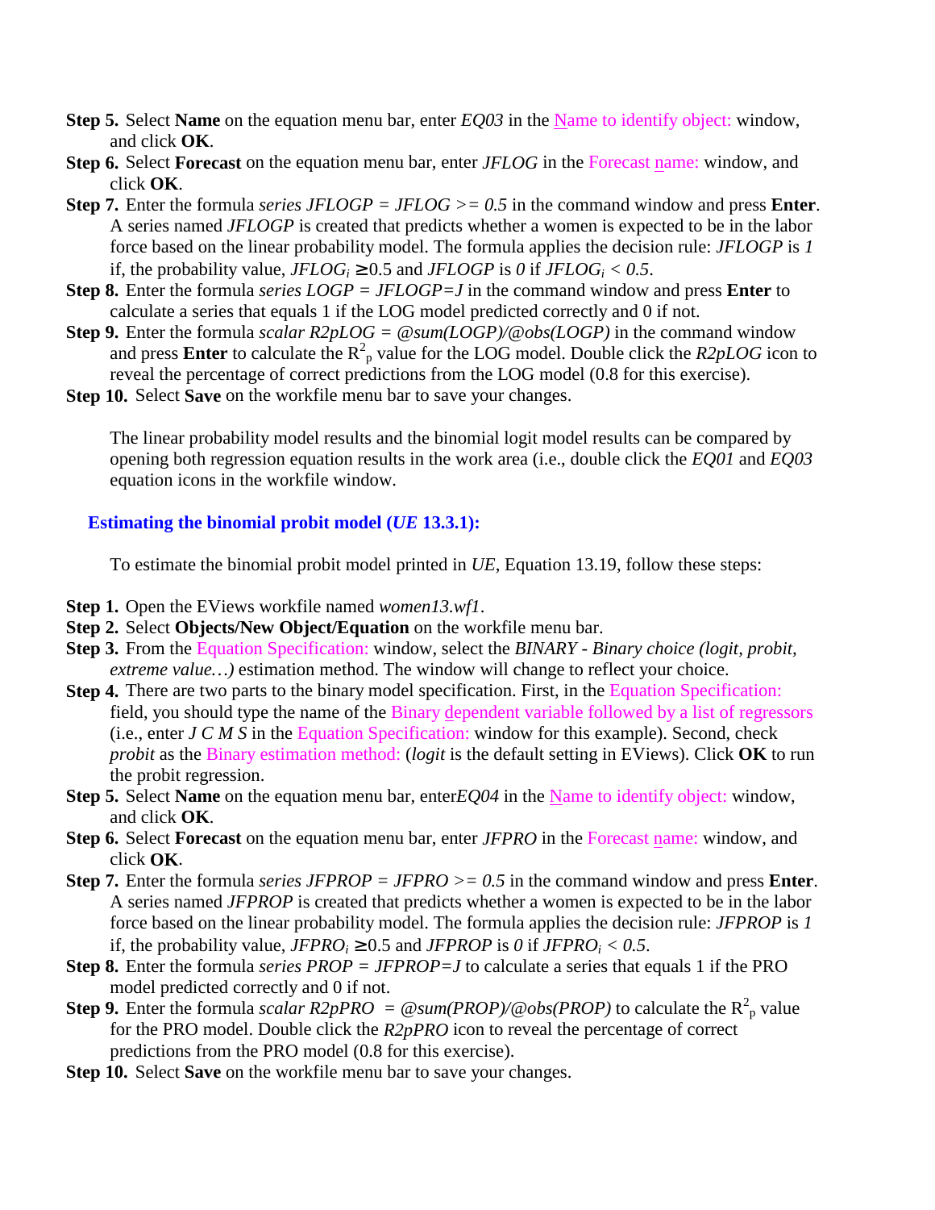**Step 5.** Select **Name** on the equation menu bar, enter *EQ03* in the Name to identify object: window, and click **OK**.

**Step 6.** Select **Forecast** on the equation menu bar, enter *JFLOG* in the Forecast name: window, and click **OK**.

**Step 7.** Enter the formula *series JFLOGP = JFLOG >= 0.5* in the command window and press **Enter**. A series named *JFLOGP* is created that predicts whether a women is expected to be in the labor force based on the linear probability model. The formula applies the decision rule: *JFLOGP* is *1* if, the probability value, $JFLOG_i \geq 0.5$ and *JFLOGP* is *0* if $JFLOG_i < 0.5$.

**Step 8.** Enter the formula *series LOGP = JFLOGP=J* in the command window and press **Enter** to calculate a series that equals 1 if the LOG model predicted correctly and 0 if not.

**Step 9.** Enter the formula *scalar R2pLOG = @sum(LOGP)/@obs(LOGP)* in the command window and press **Enter** to calculate the $R^2_p$ value for the LOG model. Double click the *R2pLOG* icon to reveal the percentage of correct predictions from the LOG model (0.8 for this exercise).

**Step 10.** Select **Save** on the workfile menu bar to save your changes.

The linear probability model results and the binomial logit model results can be compared by opening both regression equation results in the work area (i.e., double click the *EQ01* and *EQ03* equation icons in the workfile window.

### Estimating the binomial probit model (*UE* 13.3.1):

To estimate the binomial probit model printed in *UE*, Equation 13.19, follow these steps:

**Step 1.** Open the EViews workfile named *women13.wf1*.

**Step 2.** Select **Objects/New Object/Equation** on the workfile menu bar.

**Step 3.** From the Equation Specification: window, select the *BINARY - Binary choice (logit, probit, extreme value…)* estimation method. The window will change to reflect your choice.

**Step 4.** There are two parts to the binary model specification. First, in the Equation Specification: field, you should type the name of the Binary dependent variable followed by a list of regressors (i.e., enter *J C M S* in the Equation Specification: window for this example). Second, check *probit* as the Binary estimation method: (*logit* is the default setting in EViews). Click **OK** to run the probit regression.

**Step 5.** Select **Name** on the equation menu bar, enter*EQ04* in the Name to identify object: window, and click **OK**.

**Step 6.** Select **Forecast** on the equation menu bar, enter *JFPRO* in the Forecast name: window, and click **OK**.

**Step 7.** Enter the formula *series JFPROP = JFPRO >= 0.5* in the command window and press **Enter**. A series named *JFPROP* is created that predicts whether a women is expected to be in the labor force based on the linear probability model. The formula applies the decision rule: *JFPROP* is *1* if, the probability value, $JFPRO_i \geq 0.5$ and *JFPROP* is *0* if $JFPRO_i < 0.5$.

**Step 8.** Enter the formula *series PROP = JFPROP=J* to calculate a series that equals 1 if the PRO model predicted correctly and 0 if not.

**Step 9.** Enter the formula *scalar R2pPRO = @sum(PROP)/@obs(PROP)* to calculate the $R^2_p$ value for the PRO model. Double click the *R2pPRO* icon to reveal the percentage of correct predictions from the PRO model (0.8 for this exercise).

**Step 10.** Select **Save** on the workfile menu bar to save your changes.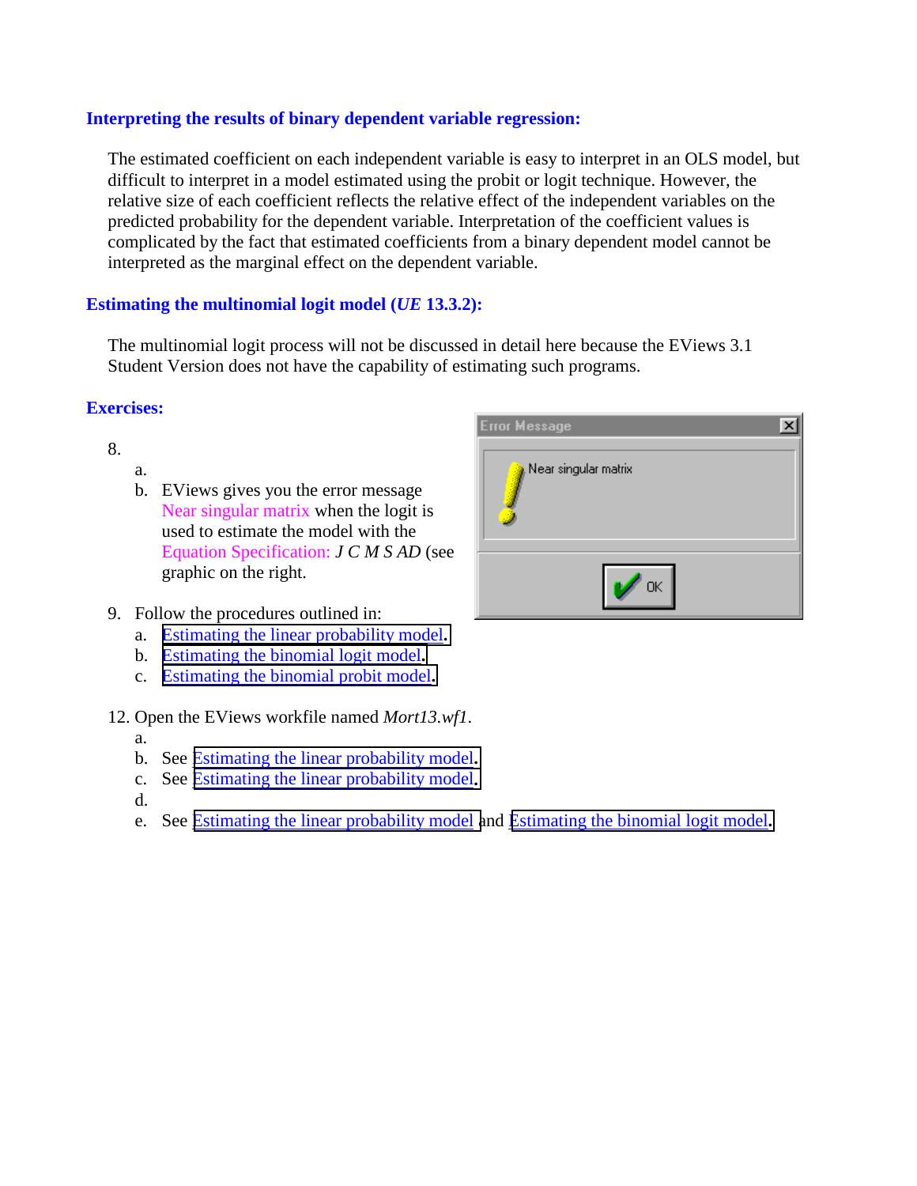### Interpreting the results of binary dependent variable regression:

The estimated coefficient on each independent variable is easy to interpret in an OLS model, but difficult to interpret in a model estimated using the probit or logit technique. However, the relative size of each coefficient reflects the relative effect of the independent variables on the predicted probability for the dependent variable. Interpretation of the coefficient values is complicated by the fact that estimated coefficients from a binary dependent model cannot be interpreted as the marginal effect on the dependent variable.

### Estimating the multinomial logit model (*UE* 13.3.2):

The multinomial logit process will not be discussed in detail here because the EViews 3.1 Student Version does not have the capability of estimating such programs.

### Exercises:

8.
   a.
   b. EViews gives you the error message Near singular matrix when the logit is used to estimate the model with the Equation Specification: *J C M S AD* (see graphic on the right).

Error Message

Near singular matrix

OK

9. Follow the procedures outlined in:
   a. Estimating the linear probability model.
   b. Estimating the binomial logit model.
   c. Estimating the binomial probit model.

12. Open the EViews workfile named *Mort13.wf1*.
   a.
   b. See Estimating the linear probability model.
   c. See Estimating the linear probability model.
   d.
   e. See Estimating the linear probability model and Estimating the binomial logit model.